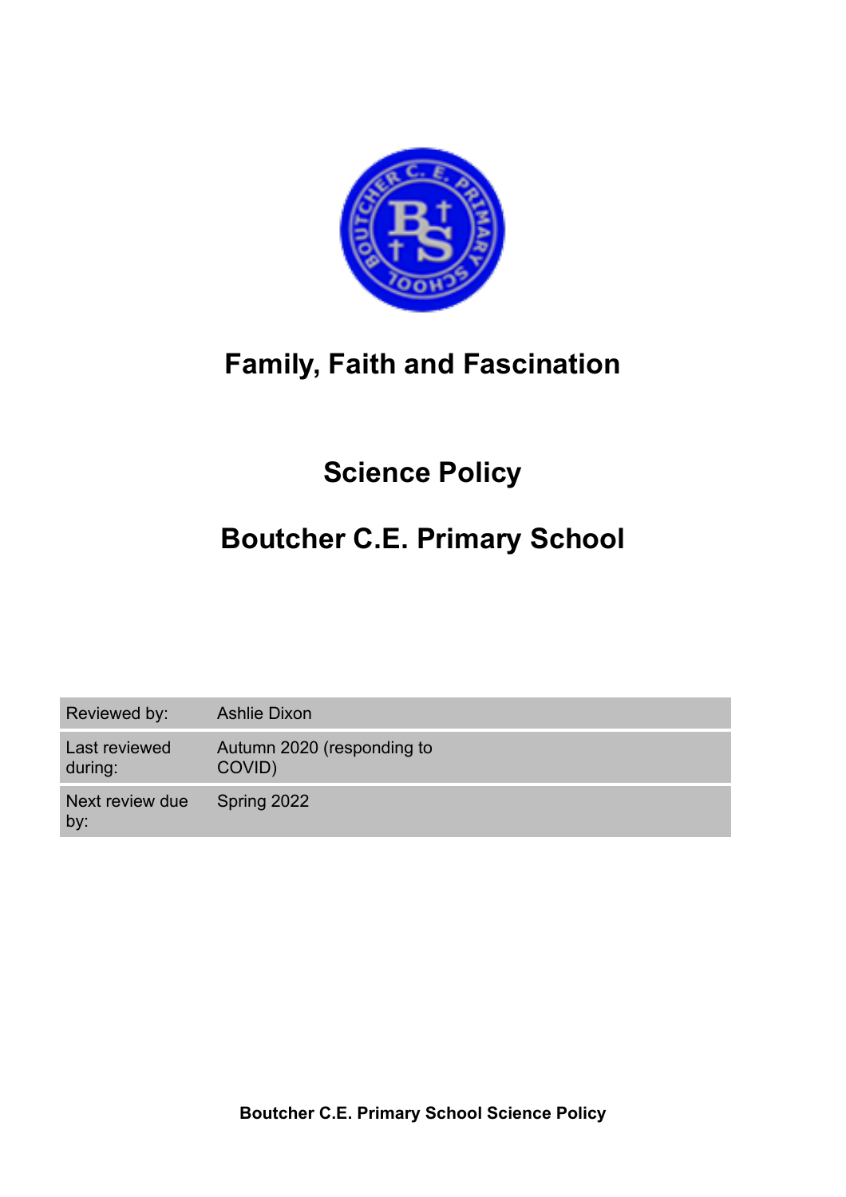# Family, Faith and Fascination

# Science Policy

# Boutcher C.E. Primary School

| Reviewed by: | Ashlie Dixon |
|---|---|
| Last reviewed during: | Autumn 2020 (responding to COVID) |
| Next review due by: | Spring 2022 |

**Boutcher C.E. Primary School Science Policy**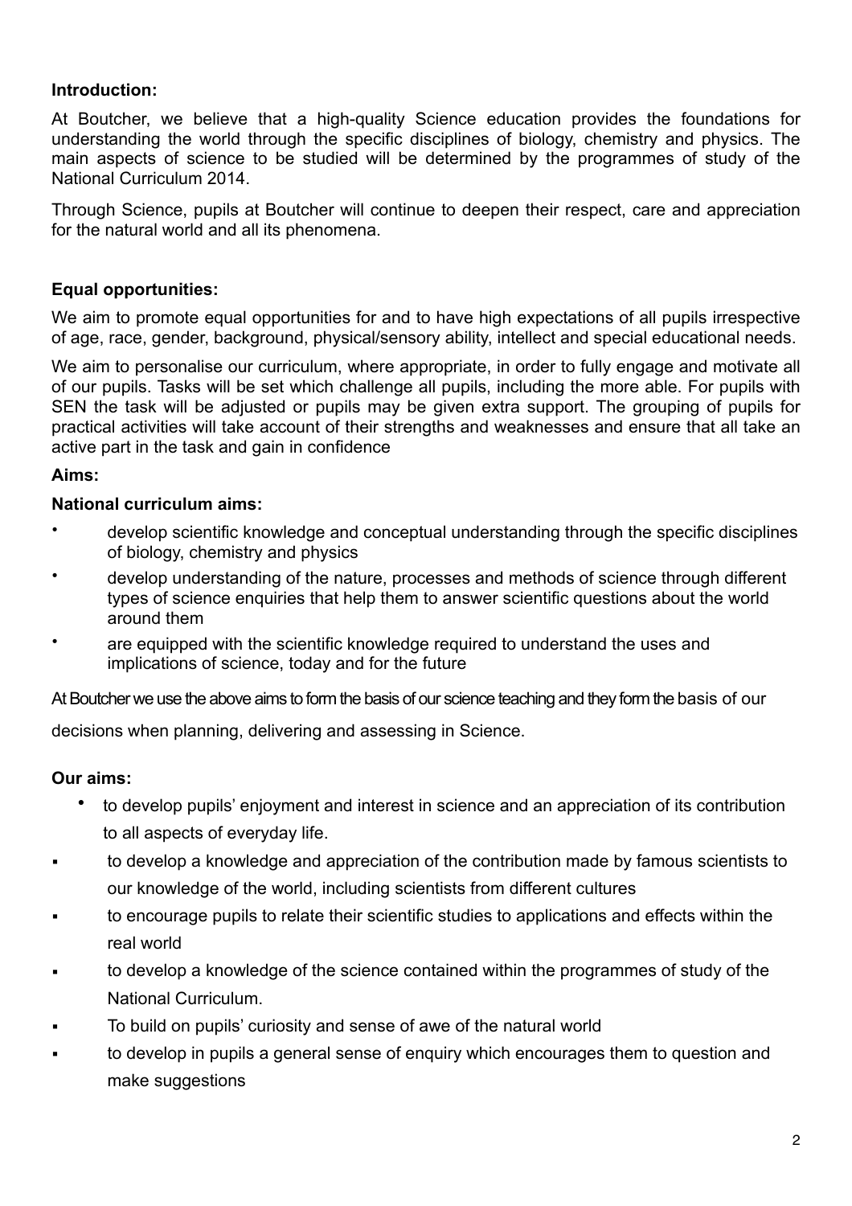**Introduction:**

At Boutcher, we believe that a high-quality Science education provides the foundations for understanding the world through the specific disciplines of biology, chemistry and physics. The main aspects of science to be studied will be determined by the programmes of study of the National Curriculum 2014.

Through Science, pupils at Boutcher will continue to deepen their respect, care and appreciation for the natural world and all its phenomena.

**Equal opportunities:**

We aim to promote equal opportunities for and to have high expectations of all pupils irrespective of age, race, gender, background, physical/sensory ability, intellect and special educational needs.

We aim to personalise our curriculum, where appropriate, in order to fully engage and motivate all of our pupils. Tasks will be set which challenge all pupils, including the more able. For pupils with SEN the task will be adjusted or pupils may be given extra support. The grouping of pupils for practical activities will take account of their strengths and weaknesses and ensure that all take an active part in the task and gain in confidence

**Aims:**

**National curriculum aims:**

- develop scientific knowledge and conceptual understanding through the specific disciplines of biology, chemistry and physics
- develop understanding of the nature, processes and methods of science through different types of science enquiries that help them to answer scientific questions about the world around them
- are equipped with the scientific knowledge required to understand the uses and implications of science, today and for the future

At Boutcher we use the above aims to form the basis of our science teaching and they form the basis of our decisions when planning, delivering and assessing in Science.

**Our aims:**

- to develop pupils' enjoyment and interest in science and an appreciation of its contribution to all aspects of everyday life.
- to develop a knowledge and appreciation of the contribution made by famous scientists to our knowledge of the world, including scientists from different cultures
- to encourage pupils to relate their scientific studies to applications and effects within the real world
- to develop a knowledge of the science contained within the programmes of study of the National Curriculum.
- To build on pupils' curiosity and sense of awe of the natural world
- to develop in pupils a general sense of enquiry which encourages them to question and make suggestions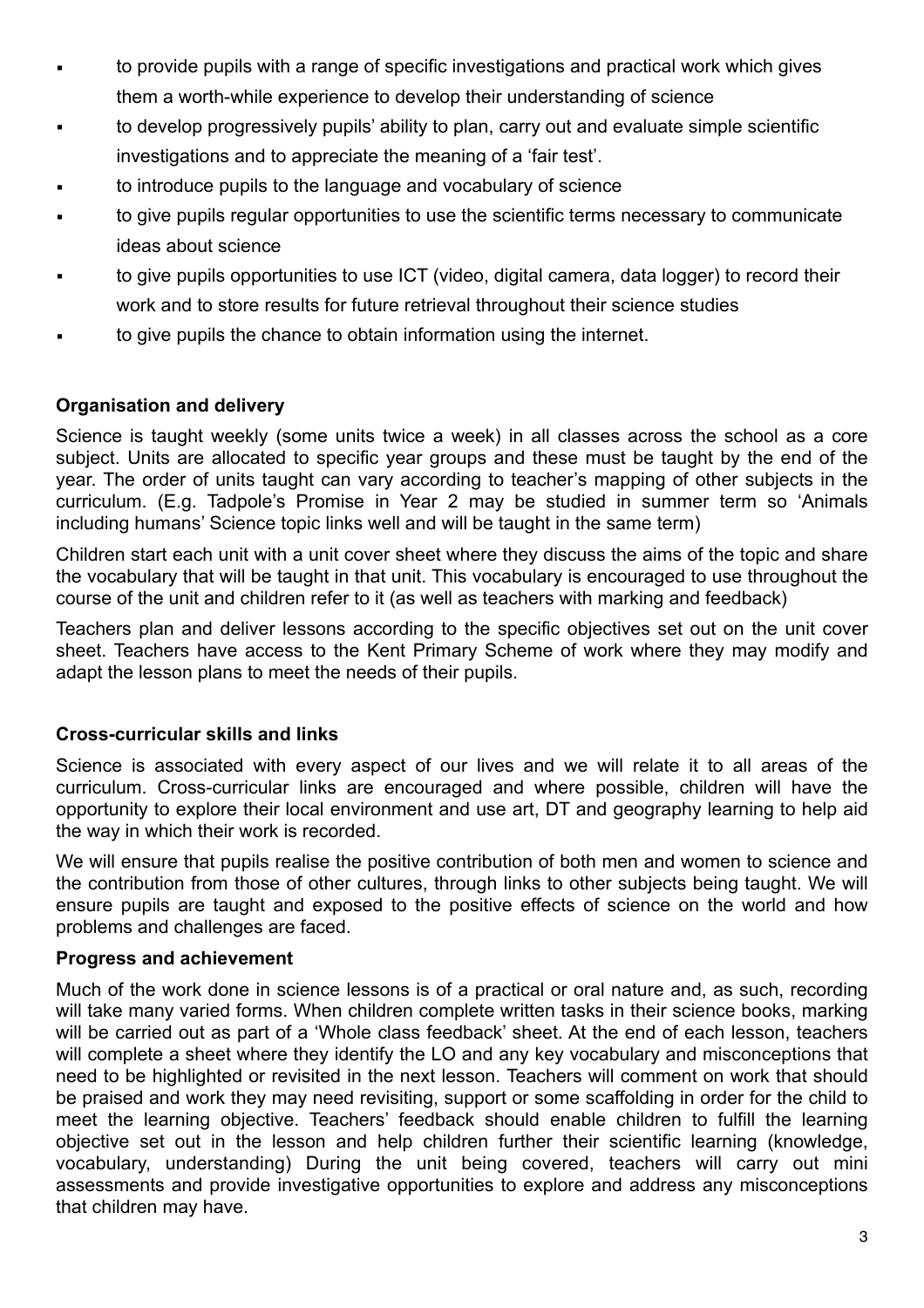- to provide pupils with a range of specific investigations and practical work which gives them a worth-while experience to develop their understanding of science
- to develop progressively pupils' ability to plan, carry out and evaluate simple scientific investigations and to appreciate the meaning of a 'fair test'.
- to introduce pupils to the language and vocabulary of science
- to give pupils regular opportunities to use the scientific terms necessary to communicate ideas about science
- to give pupils opportunities to use ICT (video, digital camera, data logger) to record their work and to store results for future retrieval throughout their science studies
- to give pupils the chance to obtain information using the internet.

**Organisation and delivery**

Science is taught weekly (some units twice a week) in all classes across the school as a core subject. Units are allocated to specific year groups and these must be taught by the end of the year. The order of units taught can vary according to teacher's mapping of other subjects in the curriculum. (E.g. Tadpole's Promise in Year 2 may be studied in summer term so 'Animals including humans' Science topic links well and will be taught in the same term)

Children start each unit with a unit cover sheet where they discuss the aims of the topic and share the vocabulary that will be taught in that unit. This vocabulary is encouraged to use throughout the course of the unit and children refer to it (as well as teachers with marking and feedback)

Teachers plan and deliver lessons according to the specific objectives set out on the unit cover sheet. Teachers have access to the Kent Primary Scheme of work where they may modify and adapt the lesson plans to meet the needs of their pupils.

**Cross-curricular skills and links**

Science is associated with every aspect of our lives and we will relate it to all areas of the curriculum. Cross-curricular links are encouraged and where possible, children will have the opportunity to explore their local environment and use art, DT and geography learning to help aid the way in which their work is recorded.

We will ensure that pupils realise the positive contribution of both men and women to science and the contribution from those of other cultures, through links to other subjects being taught. We will ensure pupils are taught and exposed to the positive effects of science on the world and how problems and challenges are faced.

**Progress and achievement**

Much of the work done in science lessons is of a practical or oral nature and, as such, recording will take many varied forms. When children complete written tasks in their science books, marking will be carried out as part of a 'Whole class feedback' sheet. At the end of each lesson, teachers will complete a sheet where they identify the LO and any key vocabulary and misconceptions that need to be highlighted or revisited in the next lesson. Teachers will comment on work that should be praised and work they may need revisiting, support or some scaffolding in order for the child to meet the learning objective. Teachers' feedback should enable children to fulfill the learning objective set out in the lesson and help children further their scientific learning (knowledge, vocabulary, understanding) During the unit being covered, teachers will carry out mini assessments and provide investigative opportunities to explore and address any misconceptions that children may have.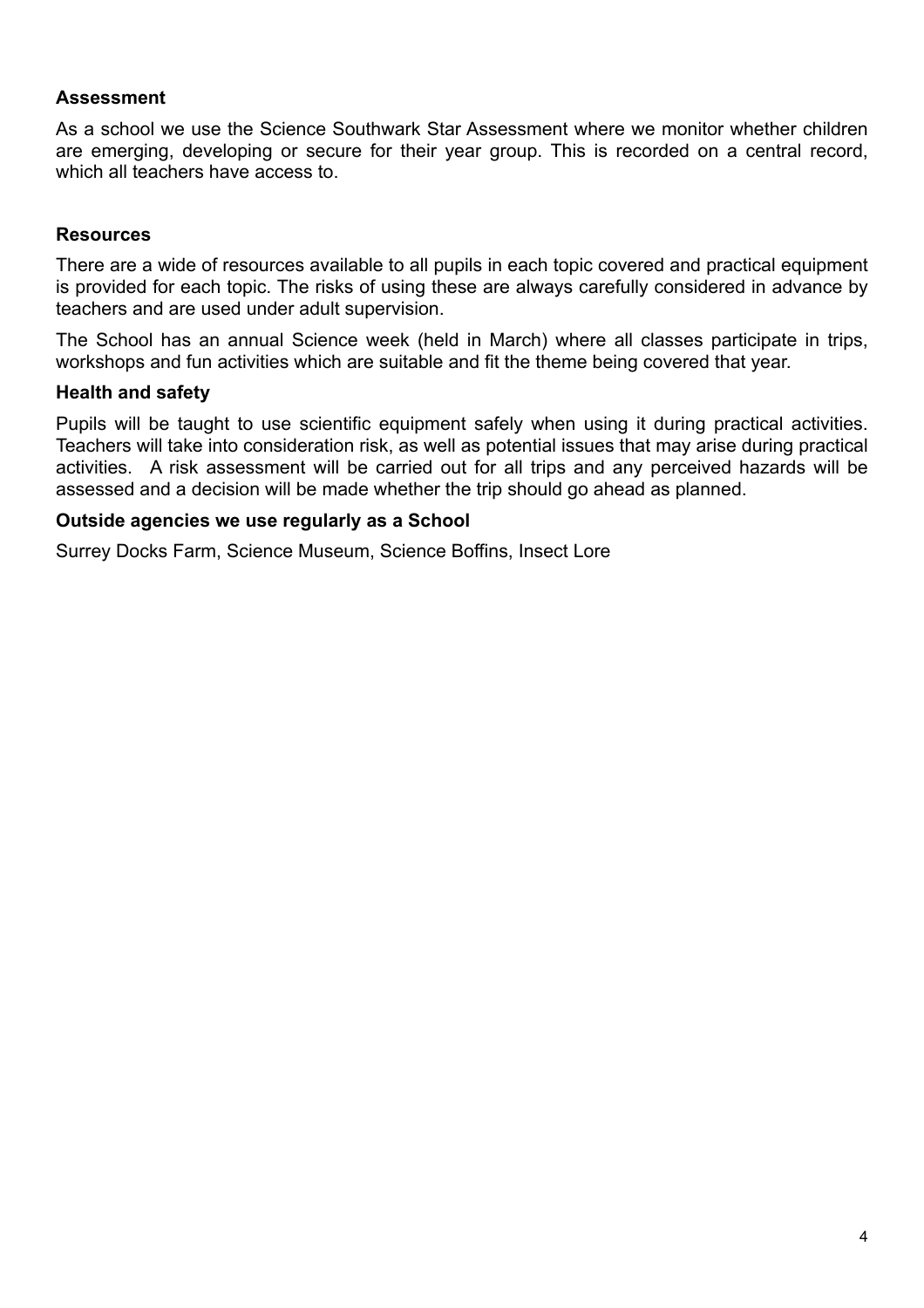**Assessment**

As a school we use the Science Southwark Star Assessment where we monitor whether children are emerging, developing or secure for their year group. This is recorded on a central record, which all teachers have access to.

**Resources**

There are a wide of resources available to all pupils in each topic covered and practical equipment is provided for each topic. The risks of using these are always carefully considered in advance by teachers and are used under adult supervision.

The School has an annual Science week (held in March) where all classes participate in trips, workshops and fun activities which are suitable and fit the theme being covered that year.

**Health and safety**

Pupils will be taught to use scientific equipment safely when using it during practical activities. Teachers will take into consideration risk, as well as potential issues that may arise during practical activities. A risk assessment will be carried out for all trips and any perceived hazards will be assessed and a decision will be made whether the trip should go ahead as planned.

**Outside agencies we use regularly as a School**

Surrey Docks Farm, Science Museum, Science Boffins, Insect Lore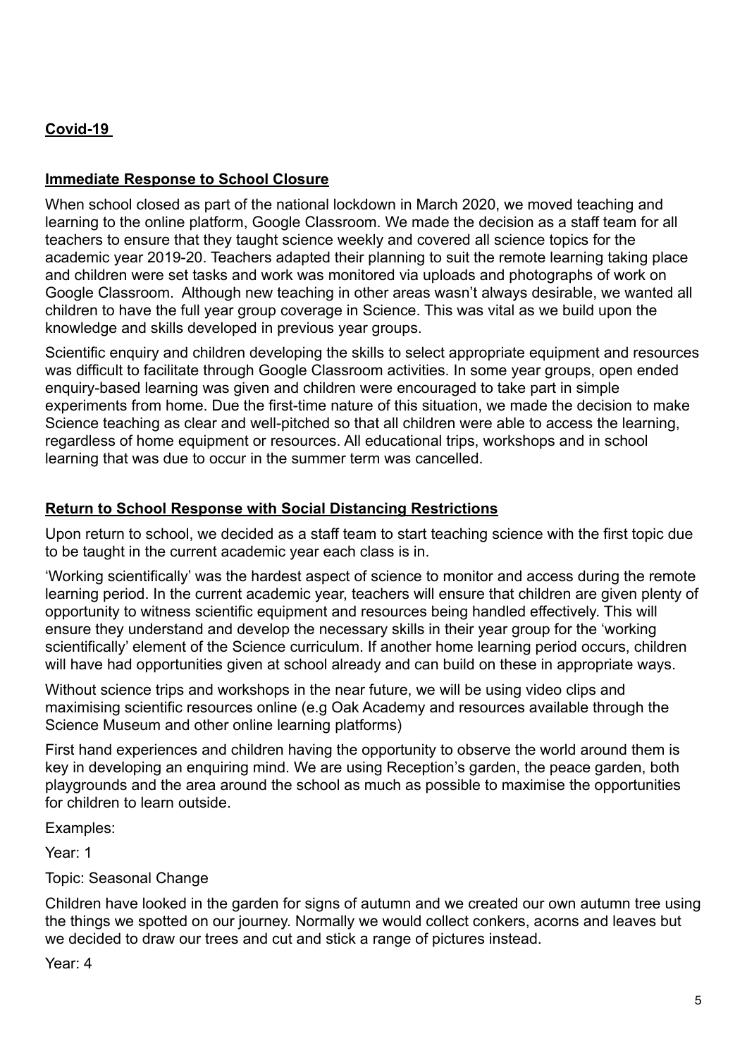## Covid-19

### Immediate Response to School Closure

When school closed as part of the national lockdown in March 2020, we moved teaching and learning to the online platform, Google Classroom. We made the decision as a staff team for all teachers to ensure that they taught science weekly and covered all science topics for the academic year 2019-20. Teachers adapted their planning to suit the remote learning taking place and children were set tasks and work was monitored via uploads and photographs of work on Google Classroom. Although new teaching in other areas wasn't always desirable, we wanted all children to have the full year group coverage in Science. This was vital as we build upon the knowledge and skills developed in previous year groups.

Scientific enquiry and children developing the skills to select appropriate equipment and resources was difficult to facilitate through Google Classroom activities. In some year groups, open ended enquiry-based learning was given and children were encouraged to take part in simple experiments from home. Due the first-time nature of this situation, we made the decision to make Science teaching as clear and well-pitched so that all children were able to access the learning, regardless of home equipment or resources. All educational trips, workshops and in school learning that was due to occur in the summer term was cancelled.

### Return to School Response with Social Distancing Restrictions

Upon return to school, we decided as a staff team to start teaching science with the first topic due to be taught in the current academic year each class is in.

'Working scientifically' was the hardest aspect of science to monitor and access during the remote learning period. In the current academic year, teachers will ensure that children are given plenty of opportunity to witness scientific equipment and resources being handled effectively. This will ensure they understand and develop the necessary skills in their year group for the 'working scientifically' element of the Science curriculum. If another home learning period occurs, children will have had opportunities given at school already and can build on these in appropriate ways.

Without science trips and workshops in the near future, we will be using video clips and maximising scientific resources online (e.g Oak Academy and resources available through the Science Museum and other online learning platforms)

First hand experiences and children having the opportunity to observe the world around them is key in developing an enquiring mind. We are using Reception's garden, the peace garden, both playgrounds and the area around the school as much as possible to maximise the opportunities for children to learn outside.

Examples:

Year: 1

Topic: Seasonal Change

Children have looked in the garden for signs of autumn and we created our own autumn tree using the things we spotted on our journey. Normally we would collect conkers, acorns and leaves but we decided to draw our trees and cut and stick a range of pictures instead.

Year: 4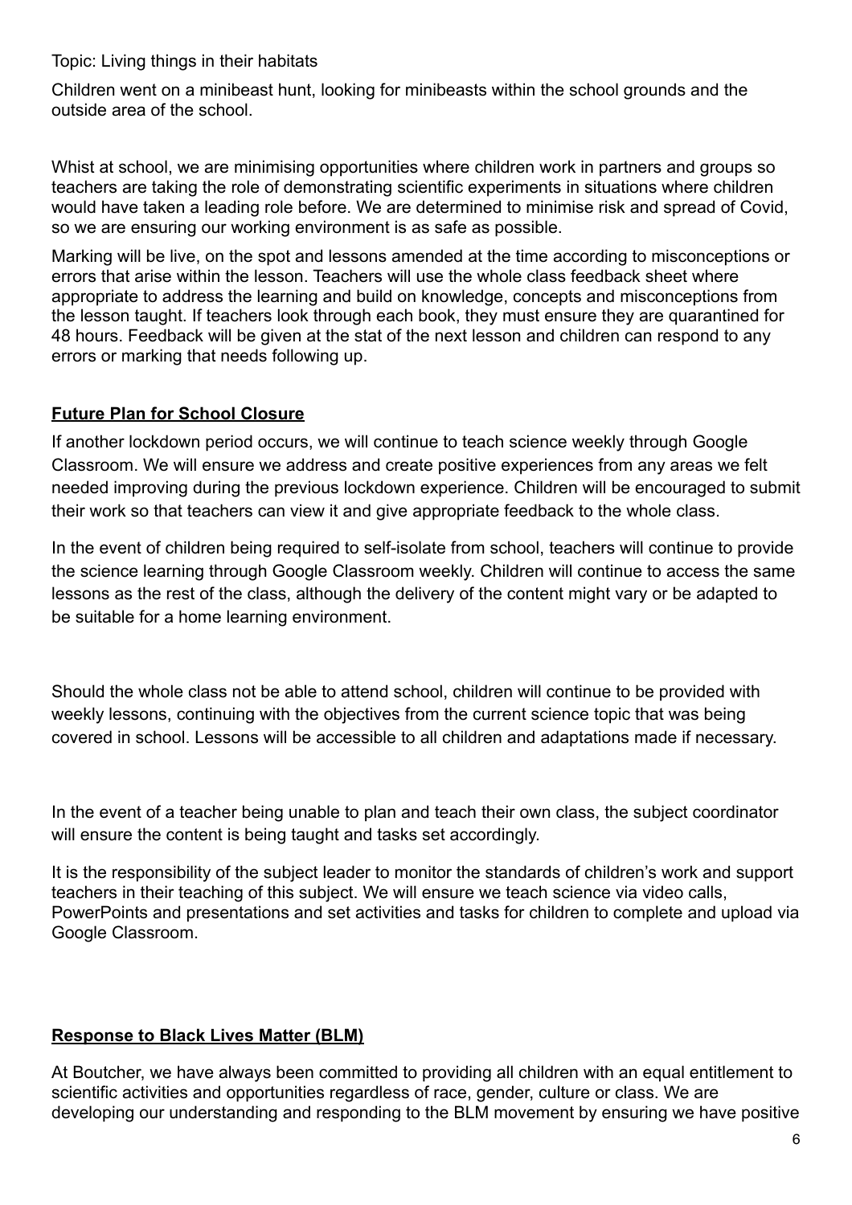Topic: Living things in their habitats

Children went on a minibeast hunt, looking for minibeasts within the school grounds and the outside area of the school.

Whist at school, we are minimising opportunities where children work in partners and groups so teachers are taking the role of demonstrating scientific experiments in situations where children would have taken a leading role before. We are determined to minimise risk and spread of Covid, so we are ensuring our working environment is as safe as possible.

Marking will be live, on the spot and lessons amended at the time according to misconceptions or errors that arise within the lesson. Teachers will use the whole class feedback sheet where appropriate to address the learning and build on knowledge, concepts and misconceptions from the lesson taught. If teachers look through each book, they must ensure they are quarantined for 48 hours. Feedback will be given at the stat of the next lesson and children can respond to any errors or marking that needs following up.

## **Future Plan for School Closure**

If another lockdown period occurs, we will continue to teach science weekly through Google Classroom. We will ensure we address and create positive experiences from any areas we felt needed improving during the previous lockdown experience. Children will be encouraged to submit their work so that teachers can view it and give appropriate feedback to the whole class.

In the event of children being required to self-isolate from school, teachers will continue to provide the science learning through Google Classroom weekly. Children will continue to access the same lessons as the rest of the class, although the delivery of the content might vary or be adapted to be suitable for a home learning environment.

Should the whole class not be able to attend school, children will continue to be provided with weekly lessons, continuing with the objectives from the current science topic that was being covered in school. Lessons will be accessible to all children and adaptations made if necessary.

In the event of a teacher being unable to plan and teach their own class, the subject coordinator will ensure the content is being taught and tasks set accordingly.

It is the responsibility of the subject leader to monitor the standards of children's work and support teachers in their teaching of this subject. We will ensure we teach science via video calls, PowerPoints and presentations and set activities and tasks for children to complete and upload via Google Classroom.

## **Response to Black Lives Matter (BLM)**

At Boutcher, we have always been committed to providing all children with an equal entitlement to scientific activities and opportunities regardless of race, gender, culture or class. We are developing our understanding and responding to the BLM movement by ensuring we have positive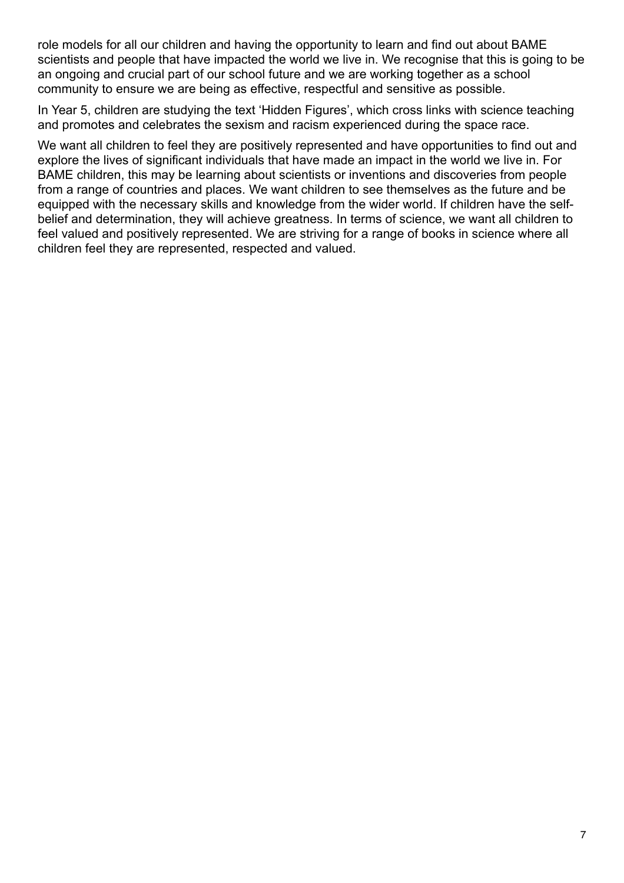role models for all our children and having the opportunity to learn and find out about BAME scientists and people that have impacted the world we live in. We recognise that this is going to be an ongoing and crucial part of our school future and we are working together as a school community to ensure we are being as effective, respectful and sensitive as possible.

In Year 5, children are studying the text 'Hidden Figures', which cross links with science teaching and promotes and celebrates the sexism and racism experienced during the space race.

We want all children to feel they are positively represented and have opportunities to find out and explore the lives of significant individuals that have made an impact in the world we live in. For BAME children, this may be learning about scientists or inventions and discoveries from people from a range of countries and places. We want children to see themselves as the future and be equipped with the necessary skills and knowledge from the wider world. If children have the self-belief and determination, they will achieve greatness. In terms of science, we want all children to feel valued and positively represented. We are striving for a range of books in science where all children feel they are represented, respected and valued.